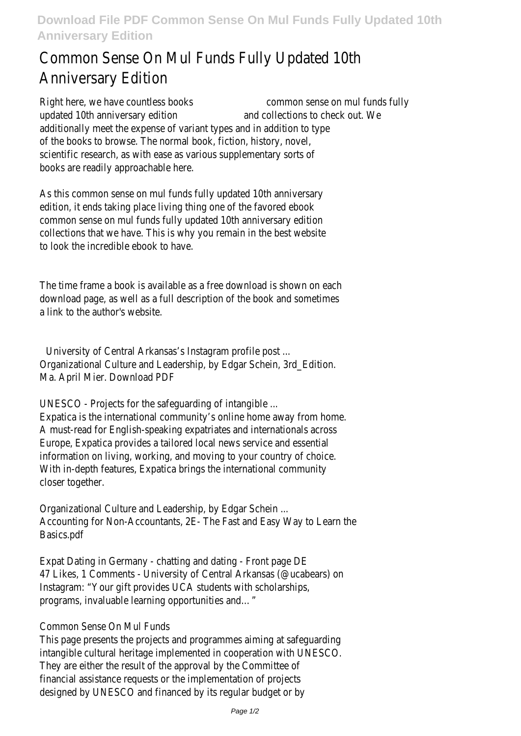# Common Sense On Mul Funds Fully Updated 10th Anniversary Edition

Right here, we have countless books common sense on mul funds fully updated 10th anniversary edition and collections to check out. We additionally meet the expense of variant types and in addition to type of the books to browse. The normal book, fiction, history, novel, scientific research, as with ease as various supplementary sorts of books are readily approachable here.

As this common sense on mul funds fully updated 10th anniversary edition, it ends taking place living thing one of the favored ebook common sense on mul funds fully updated 10th anniversary edition collections that we have. This is why you remain in the best website to look the incredible ebook to have.

The time frame a book is available as a free download is shown on each download page, as well as a full description of the book and sometimes a link to the author's website.

University of Central Arkansas's Instagram profile post ...
Organizational Culture and Leadership, by Edgar Schein, 3rd_Edition. Ma. April Mier. Download PDF

UNESCO - Projects for the safeguarding of intangible ...
Expatica is the international community's online home away from home. A must-read for English-speaking expatriates and internationals across Europe, Expatica provides a tailored local news service and essential information on living, working, and moving to your country of choice. With in-depth features, Expatica brings the international community closer together.

Organizational Culture and Leadership, by Edgar Schein ...
Accounting for Non-Accountants, 2E- The Fast and Easy Way to Learn the Basics.pdf

Expat Dating in Germany - chatting and dating - Front page DE
47 Likes, 1 Comments - University of Central Arkansas (@ucabears) on Instagram: "Your gift provides UCA students with scholarships, programs, invaluable learning opportunities and…"

Common Sense On Mul Funds
This page presents the projects and programmes aiming at safeguarding intangible cultural heritage implemented in cooperation with UNESCO. They are either the result of the approval by the Committee of financial assistance requests or the implementation of projects designed by UNESCO and financed by its regular budget or by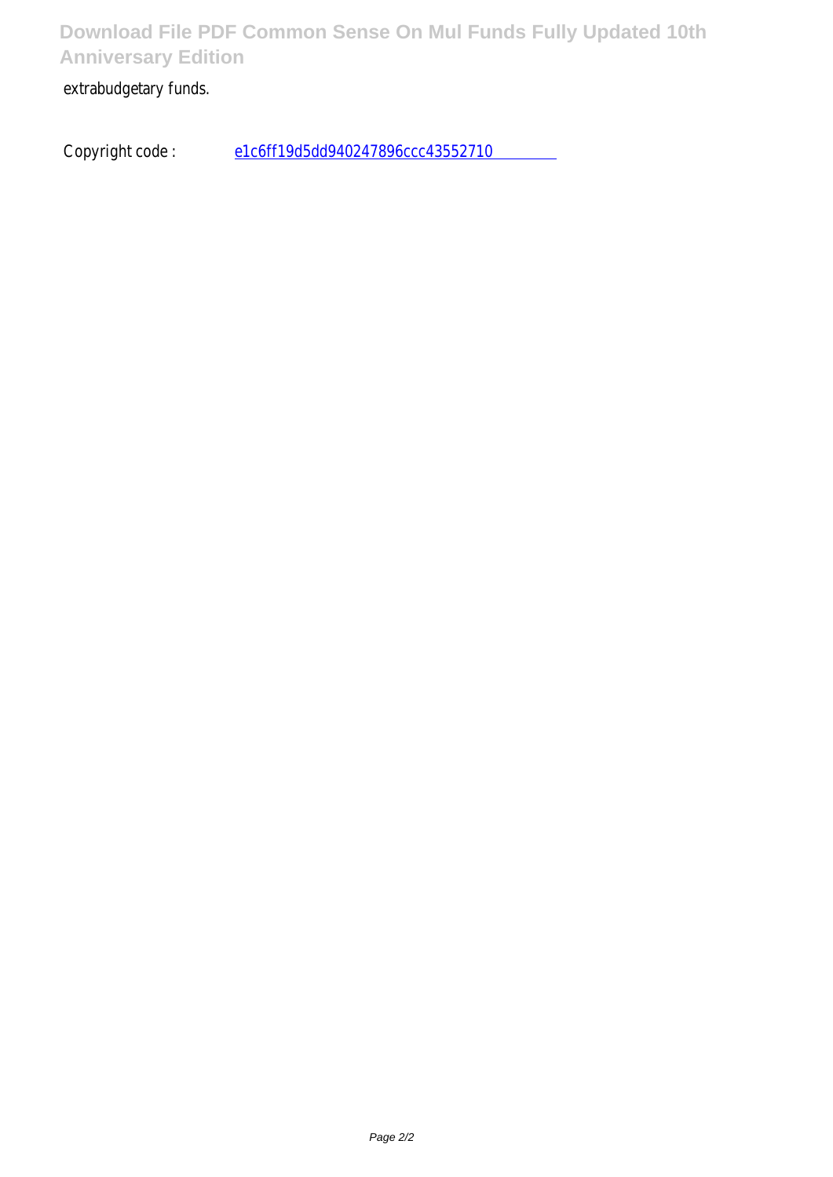extrabudgetary funds.

Copyright code : e1c6ff19d5dd940247896ccc43552710